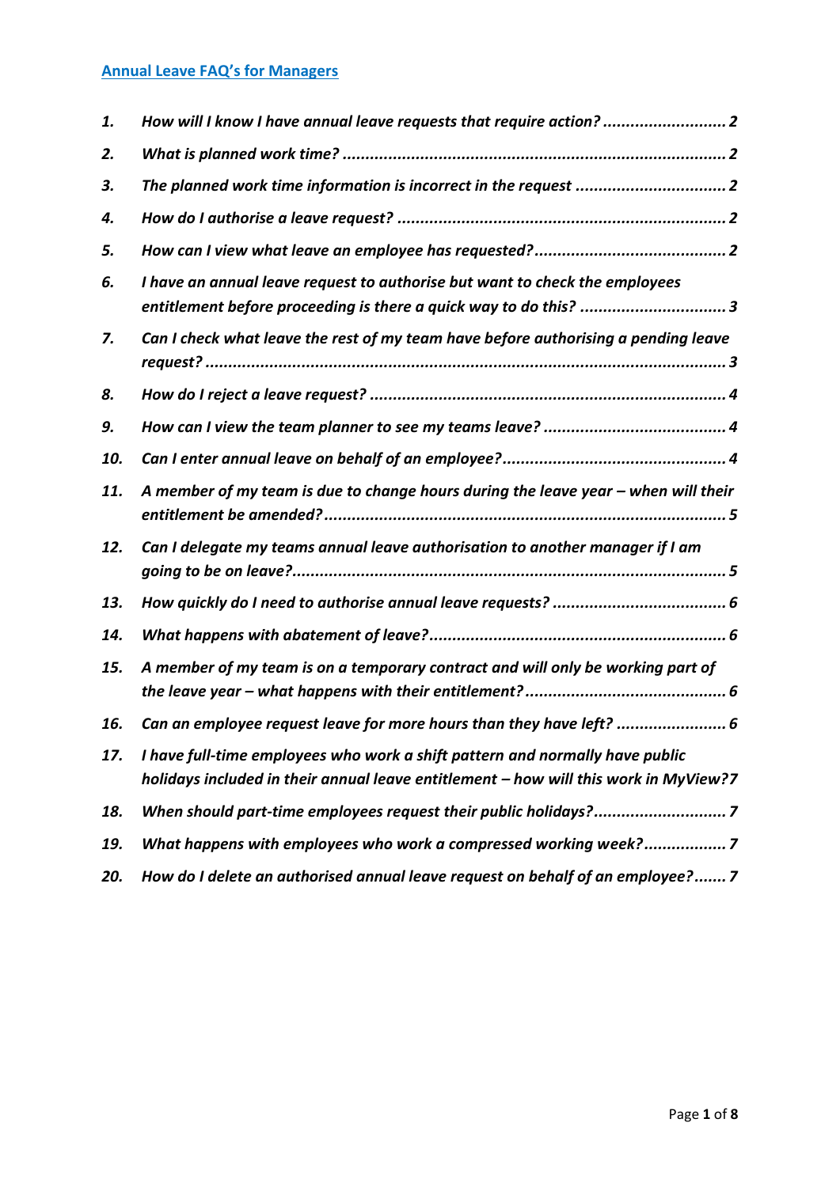# Annual Leave FAQ's for Managers

1. *How will I know I have annual leave requests that require action? .......................... 2*
2. *What is planned work time? ..................................................................................... 2*
3. *The planned work time information is incorrect in the request ................................. 2*
4. *How do I authorise a leave request? ........................................................................ 2*
5. *How can I view what leave an employee has requested? .......................................... 2*
6. *I have an annual leave request to authorise but want to check the employees entitlement before proceeding is there a quick way to do this? ................................ 3*
7. *Can I check what leave the rest of my team have before authorising a pending leave request? ................................................................................................................. 3*
8. *How do I reject a leave request? ............................................................................. 4*
9. *How can I view the team planner to see my teams leave? ........................................ 4*
10. *Can I enter annual leave on behalf of an employee? ................................................ 4*
11. *A member of my team is due to change hours during the leave year – when will their entitlement be amended? ........................................................................................ 5*
12. *Can I delegate my teams annual leave authorisation to another manager if I am going to be on leave? ............................................................................................... 5*
13. *How quickly do I need to authorise annual leave requests? ...................................... 6*
14. *What happens with abatement of leave? ................................................................. 6*
15. *A member of my team is on a temporary contract and will only be working part of the leave year – what happens with their entitlement? ............................................ 6*
16. *Can an employee request leave for more hours than they have left? ........................ 6*
17. *I have full-time employees who work a shift pattern and normally have public holidays included in their annual leave entitlement – how will this work in MyView? 7*
18. *When should part-time employees request their public holidays? ............................ 7*
19. *What happens with employees who work a compressed working week? ................. 7*
20. *How do I delete an authorised annual leave request on behalf of an employee? ....... 7*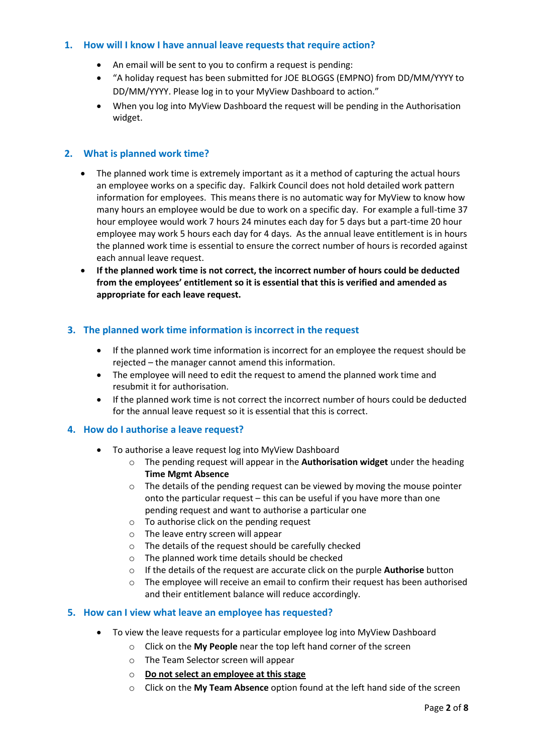## 1. How will I know I have annual leave requests that require action?

- An email will be sent to you to confirm a request is pending:
- "A holiday request has been submitted for JOE BLOGGS (EMPNO) from DD/MM/YYYY to DD/MM/YYYY. Please log in to your MyView Dashboard to action."
- When you log into MyView Dashboard the request will be pending in the Authorisation widget.

## 2. What is planned work time?

- The planned work time is extremely important as it a method of capturing the actual hours an employee works on a specific day. Falkirk Council does not hold detailed work pattern information for employees. This means there is no automatic way for MyView to know how many hours an employee would be due to work on a specific day. For example a full-time 37 hour employee would work 7 hours 24 minutes each day for 5 days but a part-time 20 hour employee may work 5 hours each day for 4 days. As the annual leave entitlement is in hours the planned work time is essential to ensure the correct number of hours is recorded against each annual leave request.
- **If the planned work time is not correct, the incorrect number of hours could be deducted from the employees' entitlement so it is essential that this is verified and amended as appropriate for each leave request.**

## 3. The planned work time information is incorrect in the request

- If the planned work time information is incorrect for an employee the request should be rejected – the manager cannot amend this information.
- The employee will need to edit the request to amend the planned work time and resubmit it for authorisation.
- If the planned work time is not correct the incorrect number of hours could be deducted for the annual leave request so it is essential that this is correct.

## 4. How do I authorise a leave request?

- To authorise a leave request log into MyView Dashboard
  - The pending request will appear in the **Authorisation widget** under the heading **Time Mgmt Absence**
  - The details of the pending request can be viewed by moving the mouse pointer onto the particular request – this can be useful if you have more than one pending request and want to authorise a particular one
  - To authorise click on the pending request
  - The leave entry screen will appear
  - The details of the request should be carefully checked
  - The planned work time details should be checked
  - If the details of the request are accurate click on the purple **Authorise** button
  - The employee will receive an email to confirm their request has been authorised and their entitlement balance will reduce accordingly.

## 5. How can I view what leave an employee has requested?

- To view the leave requests for a particular employee log into MyView Dashboard
  - Click on the **My People** near the top left hand corner of the screen
  - The Team Selector screen will appear
  - <u>**Do not select an employee at this stage**</u>
  - Click on the **My Team Absence** option found at the left hand side of the screen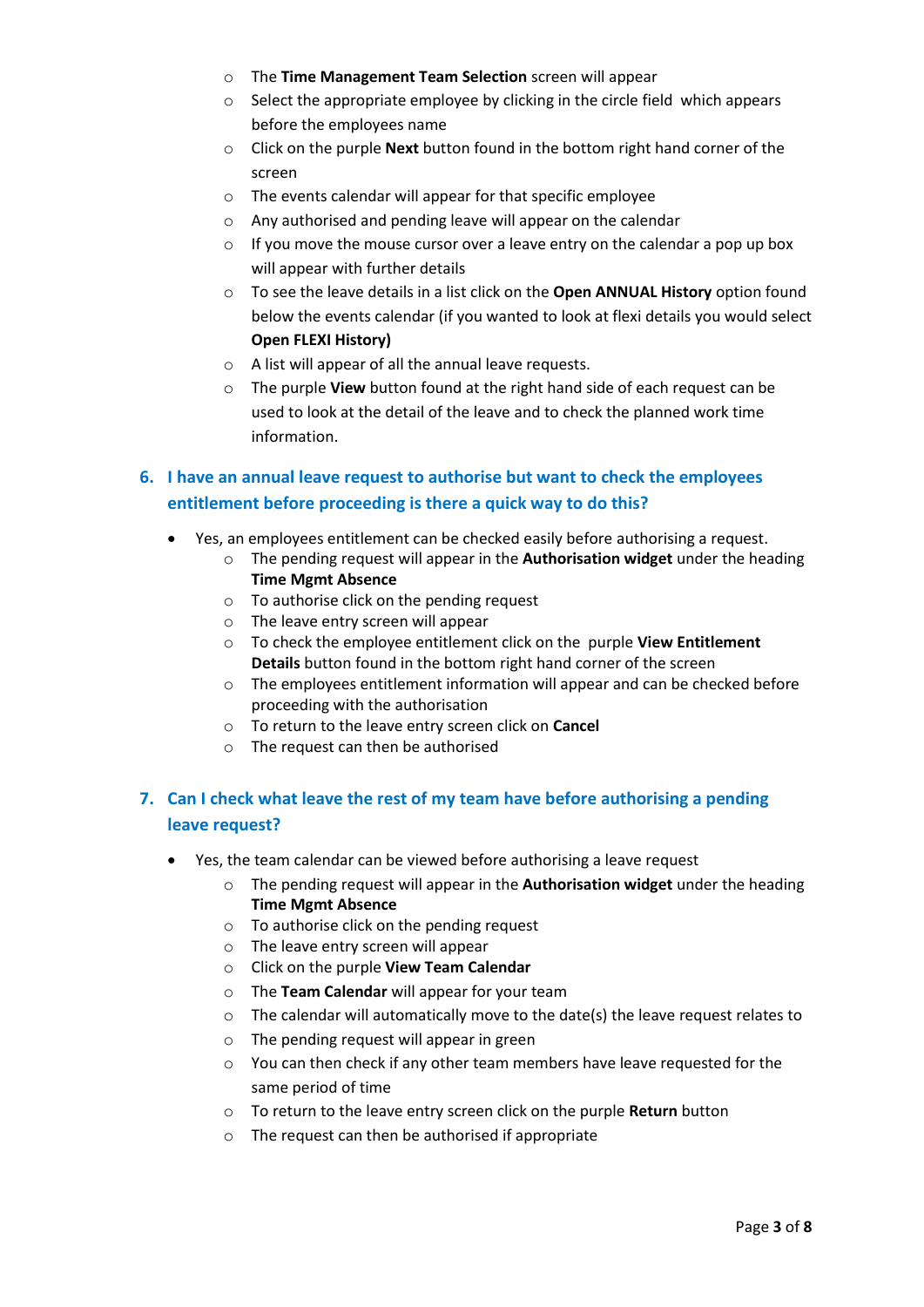- The **Time Management Team Selection** screen will appear
- Select the appropriate employee by clicking in the circle field which appears before the employees name
- Click on the purple **Next** button found in the bottom right hand corner of the screen
- The events calendar will appear for that specific employee
- Any authorised and pending leave will appear on the calendar
- If you move the mouse cursor over a leave entry on the calendar a pop up box will appear with further details
- To see the leave details in a list click on the **Open ANNUAL History** option found below the events calendar (if you wanted to look at flexi details you would select **Open FLEXI History)**
- A list will appear of all the annual leave requests.
- The purple **View** button found at the right hand side of each request can be used to look at the detail of the leave and to check the planned work time information.

## 6. I have an annual leave request to authorise but want to check the employees entitlement before proceeding is there a quick way to do this?

- Yes, an employees entitlement can be checked easily before authorising a request.
  - The pending request will appear in the **Authorisation widget** under the heading **Time Mgmt Absence**
  - To authorise click on the pending request
  - The leave entry screen will appear
  - To check the employee entitlement click on the purple **View Entitlement Details** button found in the bottom right hand corner of the screen
  - The employees entitlement information will appear and can be checked before proceeding with the authorisation
  - To return to the leave entry screen click on **Cancel**
  - The request can then be authorised

## 7. Can I check what leave the rest of my team have before authorising a pending leave request?

- Yes, the team calendar can be viewed before authorising a leave request
  - The pending request will appear in the **Authorisation widget** under the heading **Time Mgmt Absence**
  - To authorise click on the pending request
  - The leave entry screen will appear
  - Click on the purple **View Team Calendar**
  - The **Team Calendar** will appear for your team
  - The calendar will automatically move to the date(s) the leave request relates to
  - The pending request will appear in green
  - You can then check if any other team members have leave requested for the same period of time
  - To return to the leave entry screen click on the purple **Return** button
  - The request can then be authorised if appropriate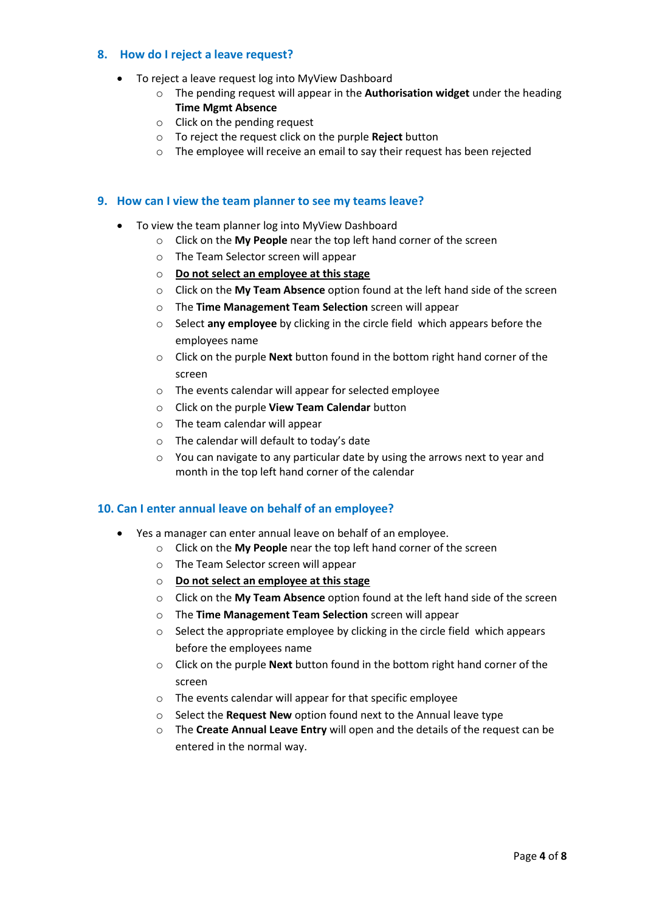## 8. How do I reject a leave request?

- To reject a leave request log into MyView Dashboard
  - The pending request will appear in the **Authorisation widget** under the heading **Time Mgmt Absence**
  - Click on the pending request
  - To reject the request click on the purple **Reject** button
  - The employee will receive an email to say their request has been rejected

## 9. How can I view the team planner to see my teams leave?

- To view the team planner log into MyView Dashboard
  - Click on the **My People** near the top left hand corner of the screen
  - The Team Selector screen will appear
  - <u>**Do not select an employee at this stage**</u>
  - Click on the **My Team Absence** option found at the left hand side of the screen
  - The **Time Management Team Selection** screen will appear
  - Select **any employee** by clicking in the circle field which appears before the employees name
  - Click on the purple **Next** button found in the bottom right hand corner of the screen
  - The events calendar will appear for selected employee
  - Click on the purple **View Team Calendar** button
  - The team calendar will appear
  - The calendar will default to today's date
  - You can navigate to any particular date by using the arrows next to year and month in the top left hand corner of the calendar

## 10. Can I enter annual leave on behalf of an employee?

- Yes a manager can enter annual leave on behalf of an employee.
  - Click on the **My People** near the top left hand corner of the screen
  - The Team Selector screen will appear
  - <u>**Do not select an employee at this stage**</u>
  - Click on the **My Team Absence** option found at the left hand side of the screen
  - The **Time Management Team Selection** screen will appear
  - Select the appropriate employee by clicking in the circle field which appears before the employees name
  - Click on the purple **Next** button found in the bottom right hand corner of the screen
  - The events calendar will appear for that specific employee
  - Select the **Request New** option found next to the Annual leave type
  - The **Create Annual Leave Entry** will open and the details of the request can be entered in the normal way.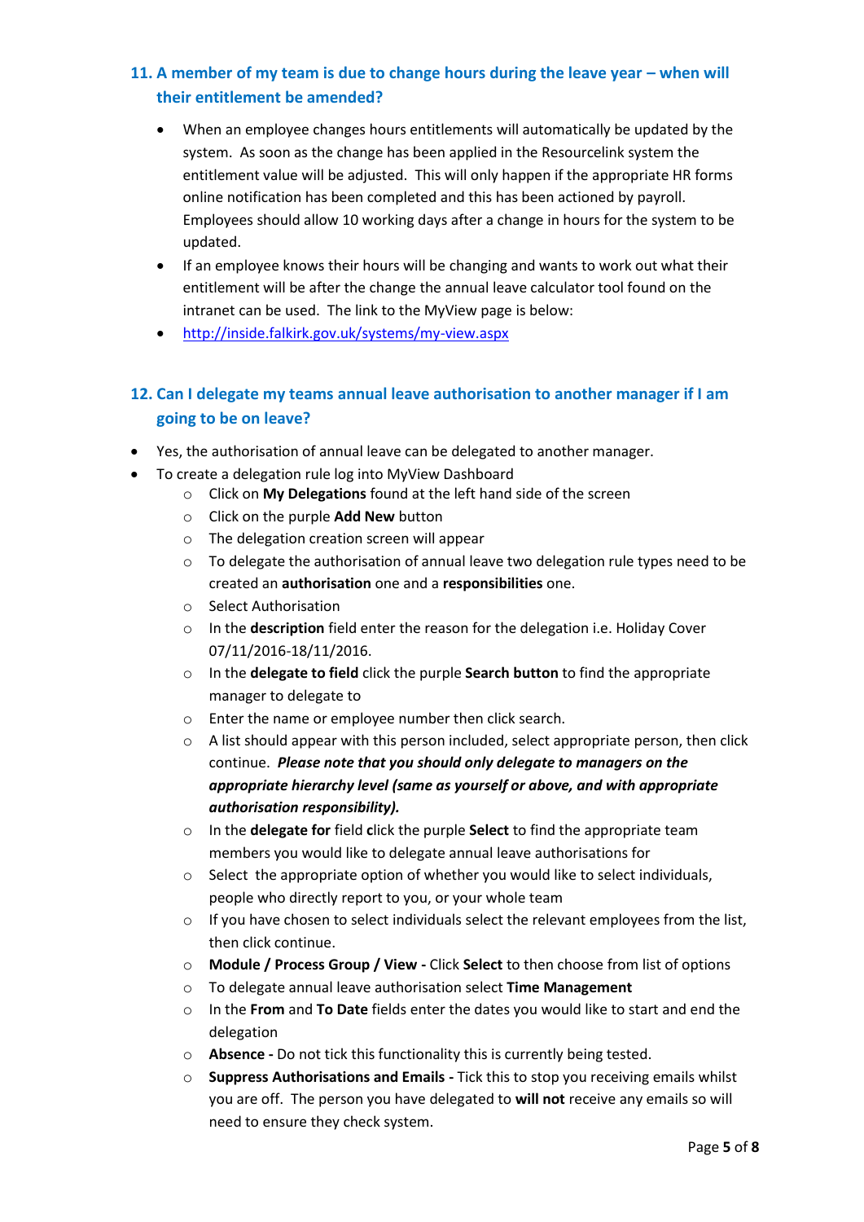## 11. A member of my team is due to change hours during the leave year – when will their entitlement be amended?

- When an employee changes hours entitlements will automatically be updated by the system. As soon as the change has been applied in the Resourcelink system the entitlement value will be adjusted. This will only happen if the appropriate HR forms online notification has been completed and this has been actioned by payroll. Employees should allow 10 working days after a change in hours for the system to be updated.
- If an employee knows their hours will be changing and wants to work out what their entitlement will be after the change the annual leave calculator tool found on the intranet can be used. The link to the MyView page is below:
- http://inside.falkirk.gov.uk/systems/my-view.aspx

## 12. Can I delegate my teams annual leave authorisation to another manager if I am going to be on leave?

- Yes, the authorisation of annual leave can be delegated to another manager.
- To create a delegation rule log into MyView Dashboard
  - Click on **My Delegations** found at the left hand side of the screen
  - Click on the purple **Add New** button
  - The delegation creation screen will appear
  - To delegate the authorisation of annual leave two delegation rule types need to be created an **authorisation** one and a **responsibilities** one.
  - Select Authorisation
  - In the **description** field enter the reason for the delegation i.e. Holiday Cover 07/11/2016-18/11/2016.
  - In the **delegate to field** click the purple **Search button** to find the appropriate manager to delegate to
  - Enter the name or employee number then click search.
  - A list should appear with this person included, select appropriate person, then click continue. ***Please note that you should only delegate to managers on the appropriate hierarchy level (same as yourself or above, and with appropriate authorisation responsibility).***
  - In the **delegate for** field **c**lick the purple **Select** to find the appropriate team members you would like to delegate annual leave authorisations for
  - Select the appropriate option of whether you would like to select individuals, people who directly report to you, or your whole team
  - If you have chosen to select individuals select the relevant employees from the list, then click continue.
  - **Module / Process Group / View -** Click **Select** to then choose from list of options
  - To delegate annual leave authorisation select **Time Management**
  - In the **From** and **To Date** fields enter the dates you would like to start and end the delegation
  - **Absence -** Do not tick this functionality this is currently being tested.
  - **Suppress Authorisations and Emails -** Tick this to stop you receiving emails whilst you are off. The person you have delegated to **will not** receive any emails so will need to ensure they check system.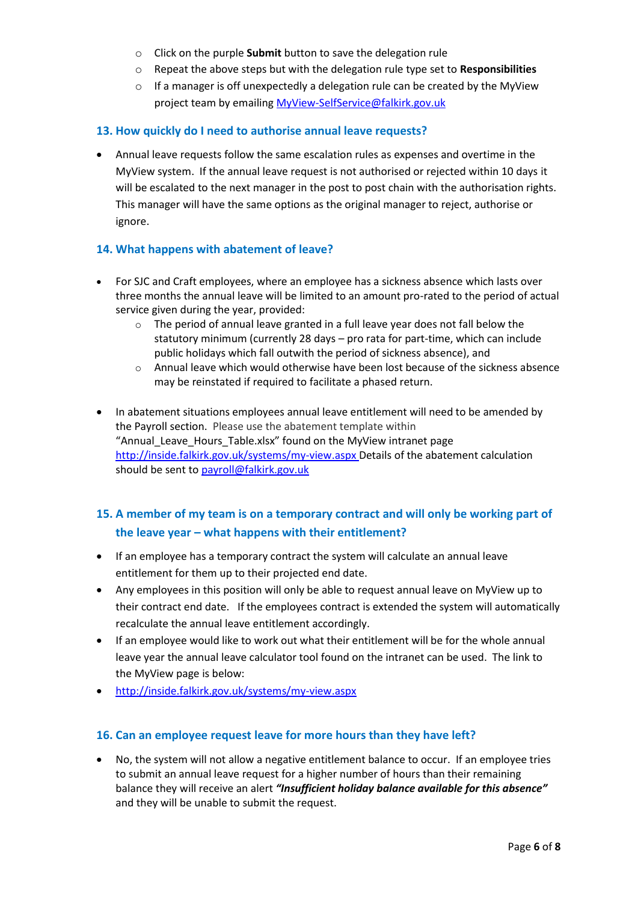- Click on the purple **Submit** button to save the delegation rule
  - Repeat the above steps but with the delegation rule type set to **Responsibilities**
  - If a manager is off unexpectedly a delegation rule can be created by the MyView project team by emailing [MyView-SelfService@falkirk.gov.uk](mailto:MyView-SelfService@falkirk.gov.uk)

### 13. How quickly do I need to authorise annual leave requests?

- Annual leave requests follow the same escalation rules as expenses and overtime in the MyView system. If the annual leave request is not authorised or rejected within 10 days it will be escalated to the next manager in the post to post chain with the authorisation rights. This manager will have the same options as the original manager to reject, authorise or ignore.

### 14. What happens with abatement of leave?

- For SJC and Craft employees, where an employee has a sickness absence which lasts over three months the annual leave will be limited to an amount pro-rated to the period of actual service given during the year, provided:
  - The period of annual leave granted in a full leave year does not fall below the statutory minimum (currently 28 days – pro rata for part-time, which can include public holidays which fall outwith the period of sickness absence), and
  - Annual leave which would otherwise have been lost because of the sickness absence may be reinstated if required to facilitate a phased return.

- In abatement situations employees annual leave entitlement will need to be amended by the Payroll section. Please use the abatement template within "Annual_Leave_Hours_Table.xlsx" found on the MyView intranet page [http://inside.falkirk.gov.uk/systems/my-view.aspx](http://inside.falkirk.gov.uk/systems/my-view.aspx) Details of the abatement calculation should be sent to [payroll@falkirk.gov.uk](mailto:payroll@falkirk.gov.uk)

### 15. A member of my team is on a temporary contract and will only be working part of the leave year – what happens with their entitlement?

- If an employee has a temporary contract the system will calculate an annual leave entitlement for them up to their projected end date.
- Any employees in this position will only be able to request annual leave on MyView up to their contract end date. If the employees contract is extended the system will automatically recalculate the annual leave entitlement accordingly.
- If an employee would like to work out what their entitlement will be for the whole annual leave year the annual leave calculator tool found on the intranet can be used. The link to the MyView page is below:
- [http://inside.falkirk.gov.uk/systems/my-view.aspx](http://inside.falkirk.gov.uk/systems/my-view.aspx)

### 16. Can an employee request leave for more hours than they have left?

- No, the system will not allow a negative entitlement balance to occur. If an employee tries to submit an annual leave request for a higher number of hours than their remaining balance they will receive an alert ***"Insufficient holiday balance available for this absence"*** and they will be unable to submit the request.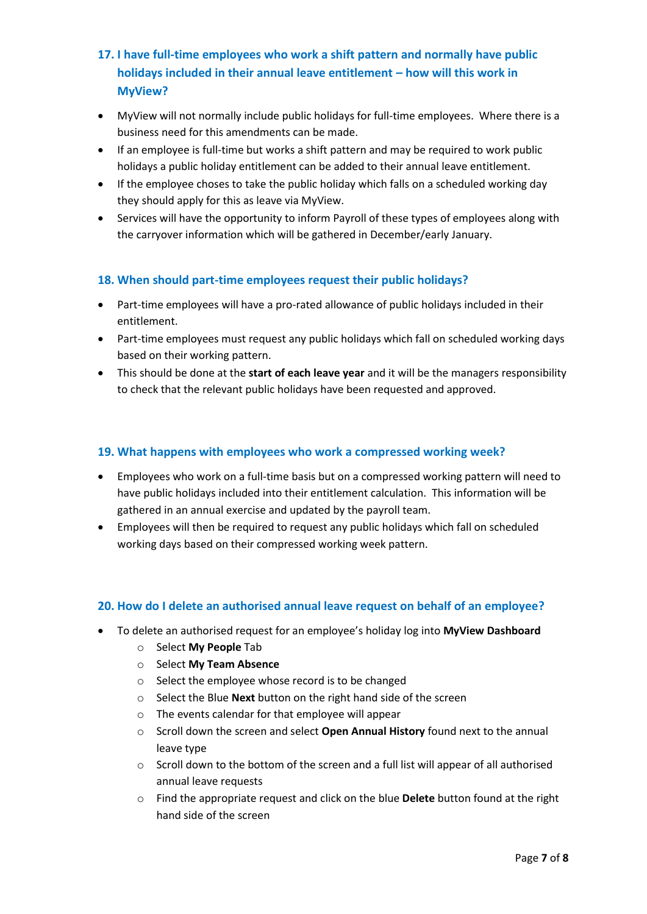## 17. I have full-time employees who work a shift pattern and normally have public holidays included in their annual leave entitlement – how will this work in MyView?

- MyView will not normally include public holidays for full-time employees. Where there is a business need for this amendments can be made.
- If an employee is full-time but works a shift pattern and may be required to work public holidays a public holiday entitlement can be added to their annual leave entitlement.
- If the employee choses to take the public holiday which falls on a scheduled working day they should apply for this as leave via MyView.
- Services will have the opportunity to inform Payroll of these types of employees along with the carryover information which will be gathered in December/early January.

## 18. When should part-time employees request their public holidays?

- Part-time employees will have a pro-rated allowance of public holidays included in their entitlement.
- Part-time employees must request any public holidays which fall on scheduled working days based on their working pattern.
- This should be done at the **start of each leave year** and it will be the managers responsibility to check that the relevant public holidays have been requested and approved.

## 19. What happens with employees who work a compressed working week?

- Employees who work on a full-time basis but on a compressed working pattern will need to have public holidays included into their entitlement calculation. This information will be gathered in an annual exercise and updated by the payroll team.
- Employees will then be required to request any public holidays which fall on scheduled working days based on their compressed working week pattern.

## 20. How do I delete an authorised annual leave request on behalf of an employee?

- To delete an authorised request for an employee's holiday log into **MyView Dashboard**
  - Select **My People** Tab
  - Select **My Team Absence**
  - Select the employee whose record is to be changed
  - Select the Blue **Next** button on the right hand side of the screen
  - The events calendar for that employee will appear
  - Scroll down the screen and select **Open Annual History** found next to the annual leave type
  - Scroll down to the bottom of the screen and a full list will appear of all authorised annual leave requests
  - Find the appropriate request and click on the blue **Delete** button found at the right hand side of the screen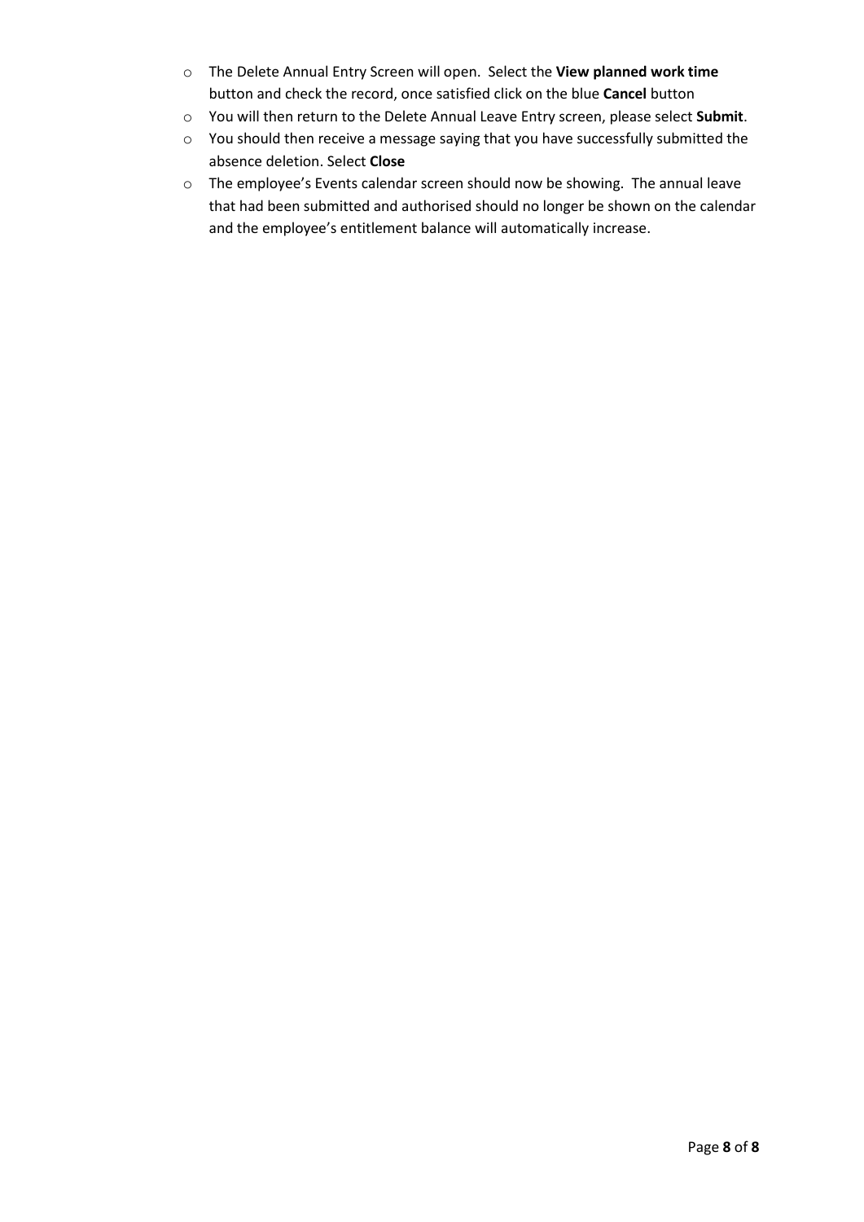- The Delete Annual Entry Screen will open. Select the **View planned work time** button and check the record, once satisfied click on the blue **Cancel** button
- You will then return to the Delete Annual Leave Entry screen, please select **Submit**.
- You should then receive a message saying that you have successfully submitted the absence deletion. Select **Close**
- The employee's Events calendar screen should now be showing. The annual leave that had been submitted and authorised should no longer be shown on the calendar and the employee's entitlement balance will automatically increase.